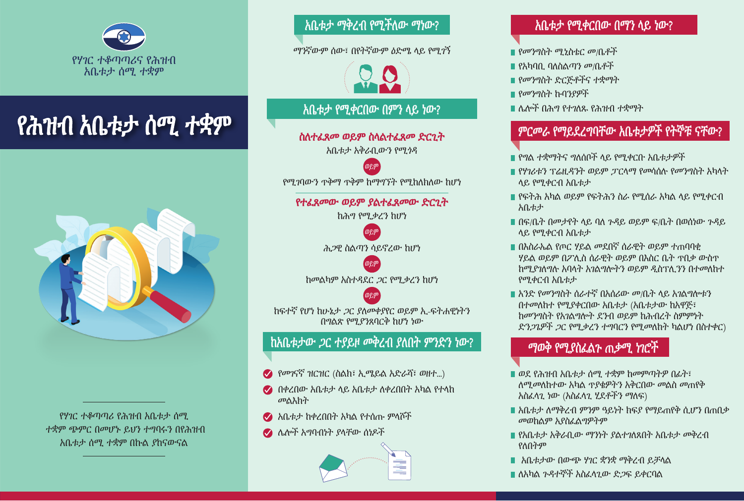የሃገር ተቆጣጣሪና የሕዝብ አቤቱታ ሰሚ ተቋም

# የሕዝብ አቤቱታ ሰሚ ተቋም

የሃገር ተቆጣጣሪ የሕዝብ አቤቱታ ሰሚ ተቋም ጭምር በመሆኑ ይህን ተግባሩን በየሕዝብ አቤቱታ ሰሚ ተቋም በኩል ያከናውናል

## አቤቱታ ማቅረብ የሚችለው ማነው?

ማንኛውም ሰው፣ በየትኛውም ዕድሜ ላይ የሚገኝ

## አቤቱታ የሚቀርበው በምን ላይ ነው?

**ስለተፈጸመ ወይም ስላልተፈጸመ ድርጊት**

አቤቱታ አቅራቢውን የሚጎዳ

ወይም

የሚገባውን ጥቅማ ጥቅም ከማግኘት የሚከለክለው ከሆነ

**የተፈጸመው ወይም ያልተፈጸመው ድርጊት**

ከሕግ የሚቃረን ከሆነ

ወይም

ሕጋዊ ስልጣን ሳይኖረው ከሆነ

ወይም

ከመልካም አስተዳደር ጋር የሚቃረን ከሆነ

ወይም

ከፍተኛ የሆነ ከሁኔታ ጋር ያለመቀያየር ወይም ኢ-ፍትሐዊነትን በግልጽ የሚያንጸባርቅ ከሆነ ነው

## ከአቤቱታው ጋር ተያይዞ መቅረብ ያለበት ምንድን ነው?

- የመገናኛ ዝርዝር (ስልክ፣ ኢሜይል አድራሻ፣ ወዘተ...)
- በቀረበው አቤቱታ ላይ አቤቱታ ለቀረበበት አካል የተላከ መልእክት
- አቤቱታ ከቀረበበት አካል የተሰጡ ምላሾች
- ሌሎች አግባብነት ያላቸው ሰነዶች

## አቤቱታ የሚቀርበው በማን ላይ ነው?

- የመንግስት ሚኒስቴር መ/ቤቶች
- የአካባቢ ባለስልጣን መ/ቤቶች
- የመንግስት ድርጅቶችና ተቋማት
- የመንግስት ኩባንያዎች
- ሌሎች በሕግ የተገለጹ የሕዝብ ተቋማት

## ምርመራ የማይደረግባቸው አቤቱታዎች የትኞቹ ናቸው?

- የግል ተቋማትና ግለሰቦች ላይ የሚቀርቡ አቤቱታዎች
- የሃገሪቱን ፕሬዚዳንት ወይም ፓርላማ የመሳሰሉ የመንግስት አካላት ላይ የሚቀርብ አቤቱታ
- የፍትሕ አካል ወይም የፍትሕን ስራ የሚሰራ አካል ላይ የሚቀርብ አቤቱታ
- በፍ/ቤት በመታየት ላይ ባለ ጉዳይ ወይም ፍ/ቤት በወሰነው ጉዳይ ላይ የሚቀርብ አቤቱታ
- በእስራኤል የጦር ሃይል መደበኛ ሰራዊት ወይም ተጠባባቂ ሃይል ወይም በፖሊስ ሰራዊት ወይም በእስር ቤት ጥበቃ ውስጥ ከሚያገለግሉ አባላት አገልግሎትን ወይም ዲስፕሊንን በተመለከተ የሚቀርብ አቤቱታ
- አንድ የመንግስት ሰራተኛ በአሰሪው መ/ቤት ላይ አገልግሎቱን በተመለከተ የሚያቀርበው አቤቱታ (አቤቱታው ከአዋጅ፣ ከመንግስት የአገልግሎት ደንብ ወይም ከሕብረት ስምምነት ድንጋጌዎች ጋር የሚቃረን ተግባርን የሚመለከት ካልሆነ በስተቀር)

## ማወቅ የሚያስፈልጉ ጠቃሚ ነገሮች

- ወደ የሕዝብ አቤቱታ ሰሚ ተቋም ከመምጣትዎ በፊት፣ ለሚመለከተው አካል ጥያቄዎትን አቅርበው መልስ መጠየቅ አስፈላጊ ነው (አስፈላጊ ሂደቶችን ማለፍ)
- አቤቱታ ለማቅረብ ምንም ዓይነት ክፍያ የማይጠየቅ ሲሆን በጠበቃ መወከልም አያስፈልግዎትም
- የአቤቱታ አቅራቢው ማንነት ያልተገለጸበት አቤቱታ መቅረብ የለበትም
- አቤቱታው በውጭ ሃገር ቋንቋ ማቅረብ ይቻላል
- ለአካል ጉዳተኞች አስፈላጊው ድጋፍ ይቀርባል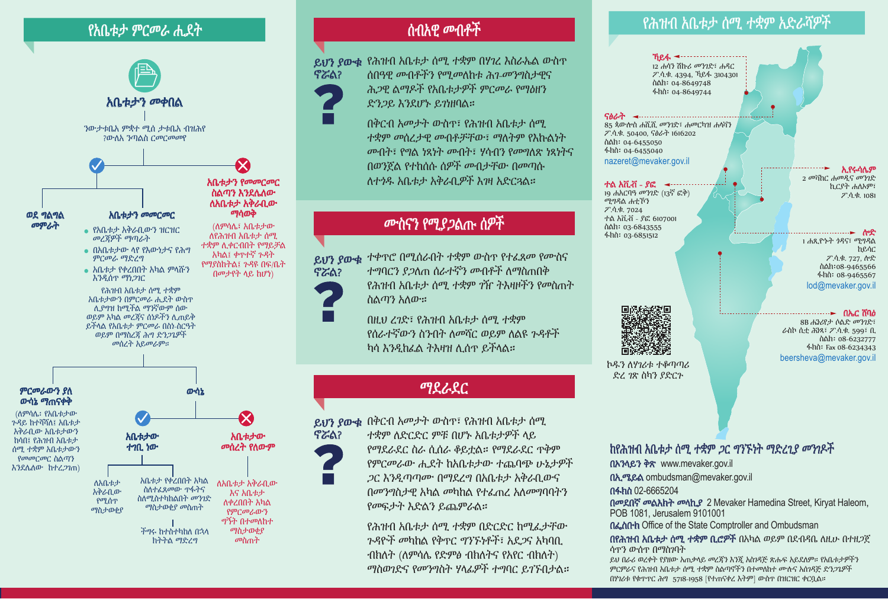## የአቤቱታ ምርመራ ሒደት

### አቤቱታን መቀበል

ንውታቱቢእ ምቁተ ሚሰ ታቱቢእ ብዝሕየ ?ውሰለ ንባልስ ርመርመመየ

**ወደ ግልግል መምራት**

**አቤቱታን መመርመር**

- የአቤቱታ አቅራቢውን ዝርዝር መረጃዎች ማጣራት
- በአቤቱታው ላይ የእውነታና የሕግ ምርመራ ማድረግ
- አቤቱታ የቀረበበት አካል ምላሹን እንዲሰጥ ማነጋገር

የሕዝብ አቤቱታ ሰሚ ተቋም አቤቱታውን በምርመራ ሒደት ውስጥ ሊያግዝ ከሚችል ማንኛውም ሰው ወይም አካል መረጃ ሰነዶችን ሊጠይቅ ይችላል የአቤቱታ ምርመራ በስነ-ስርዓት ወይም በማስረጃ ሕግ ድንጋጌዎች መሰረት አይመራም።

**አቤቱታን የመመርመር ስልጣን እንደሌለው ለአቤቱታ አቅራቢው ማሳወቅ**

(ለምሳሌ፡ አቤቱታው ለየሕዝብ አቤቱታ ሰሚ ተቋም ሊቀርብበት የማይቻል አካል፤ ቀጥተኛ ጉዳት የማያስከትል፤ ጉዳዩ በፍ/ቤት በመታየት ላይ ከሆነ)

**ምርመራውን ያለ ውሳኔ ማጠናቀቅ**

(ለምሳሌ፡ የአቤቱታው ጉዳይ ከተሻሻለ፤ አቤቱታ አቅራቢው አቤቱታውን ከሳበ፤ የሕዝብ አቤቱታ ሰሚ ተቋም አቤቱታውን የመመርመር ስልጣን እንደሌለው ከተረጋገጠ)

**ውሳኔ**

**አቤቱታው ተገቢ ነው**

ለአቤቱታ አቅራቢው የሚሰጥ ማስታወቂያ

አቤቱታ የቀረበበት አካል ስለተፈጸመው ጥፋትና ስለሚስተካከልበት መንገድ ማስታወቂያ መስጠት

ችግሩ ከተስተካከለ በኋላ ክትትል ማድረግ

**አቤቱታው መሰረት የለውም**

ለአቤቱታ አቅራቢው እና አቤቱታ ለቀረበበት አካል የምርመራውን ግኝት በተመለከተ ማስታወቂያ መስጠት

## ሰብአዊ መብቶች

**ይህን ያውቁ ኖሯል?**

የሕዝብ አቤቱታ ሰሚ ተቋም በሃገረ እስራኤል ውስጥ ሰበዓዊ መብቶችን የሚመለከቱ ሕገ-መንግስታዊና ሕጋዊ ልማዶች የአቤቱታዎች ምርመራ የማዕዘን ድንጋይ እንደሆኑ ይገነዘባል።

በቅርብ አመታት ውስጥ፣ የሕዝብ አቤቱታ ሰሚ ተቋም መሰረታዊ መብቶቻቸው፣ ማለትም የእኩልነት መብት፣ የግል ነጻነት መብት፣ ሃሳብን የመግለጽ ነጻነትና በወንጀል የተከሰሱ ሰዎች መብታቸው በመጣሱ ለተጎዱ አቤቱታ አቅራቢዎች እገዛ አድርጓል።

## ሙስናን የሚያጋልጡ ሰዎች

**ይህን ያውቁ ኖሯል?**

ተቀጥሮ በሚሰራበት ተቋም ውስጥ የተፈጸመ የሙስና ተግባርን ያጋለጠ ሰራተኛን መብቶች ለማስጠበቅ የሕዝብ አቤቱታ ሰሚ ተቋም ገዥ ትእዛዞችን የመስጠት ስልጣን አለው።

በዚህ ረገድ፣ የሕዝብ አቤቱታ ሰሚ ተቋም የሰራተኛውን ስንብት ለመሻር ወይም ለልዩ ጉዳቶች ካሳ እንዲከፈል ትእዛዝ ሊሰጥ ይችላል።

## ማደራደር

**ይህን ያውቁ ኖሯል?**

በቅርብ አመታት ውስጥ፣ የሕዝብ አቤቱታ ሰሚ ተቋም ለድርድር ምቹ በሆኑ አቤቱታዎች ላይ የማደራደር ስራ ሲሰራ ቆይቷል። የማደራደር ጥቅም የምርመራው ሒደት ከአቤቱታው ተጨባጭ ሁኔታዎች ጋር እንዲጣጣሙ በማድረግ በአቤቱታ አቅራቢውና በመንግስታዊ አካል መካከል የተፈጠረ አለመግባባትን የመፍታት እድልን ይጨምራል።

የሕዝብ አቤቱታ ሰሚ ተቋም በድርድር ከሚፈታቸው ጉዳዮች መካከል የቅጥር ግንኙነቶች፣ አደጋና አካባቢ ብክለት (ለምሳሌ የድምፅ ብክለትና የአየር ብክለት) ማስወገድና የመንግስት ሃላፊዎች ተግባር ይገኙበታል።

## የሕዝብ አቤቱታ ሰሚ ተቋም አድራሻዎች

**ኀይፋ**
12 ሐሳን ሸኩሪ መንገድ፣ ሐዳር
ፖ.ሳ.ቁ. 4394, ኀይፋ 3104301
ስልክ: 04-8649748
ፋክስ: 04-8649744

**ናዕራት**
85 ጳውሎስ ሐሺሺ መንገድ፣ ሐመርካዝ ሐሳሻን
ፖ.ሳ.ቁ. 50400, ናዕራት 1616202
ስልክ: 04-6455050
ፋክስ: 04-6455040
nazeret@mevaker.gov.il

**ቴል አቪቭ - ያፎ**
19 ሐአርባዓ መንገድ (13ኛ ፎቅ)
ሚግዳል ሐቲኾን
ፖ.ሳ.ቁ. 7024
ቴል አቪቭ - ያፎ 6107001
ስልክ: 03-6843555
ፋክስ: 03-6851512

**ኢየሩሳሌም**
2 መቫከር ሐመዲና መንገድ
ኪርያት ሐለኡም፣
ፖ.ሳ.ቁ. 1081

**ሎድ**
1 ሐጺዮኑት ጎዳና፣ ሚግዳል ከይሳር
ፖ.ሳ.ቁ. 727, ሎድ
ስልክ:08-9465566
ፋክስ: 08-9465567
lod@mevaker.gov.il

**በኤር ሼባ**
8B ሐኔሪያ ሶልድ መንገድ፣ ራስኮ ሴቲ ሕንጻ፣ ፖ.ሳ.ቁ. 599፣ ቢ
ስልክ: 08-6232777
ፋክስ: Fax 08-6234343
beersheva@mevaker.gov.il

ኮዱን ለሃገራት ተቆጣጣሪ ድረ ገጽ ስካን ያድርጉ

### ከየሕዝብ አቤቱታ ሰሚ ተቋም ጋር ግንኙነት ማድረጊያ መንገዶች

**በኦንላይን ቅጽ** www.mevaker.gov.il

**በኢሜይል** ombudsman@mevaker.gov.il

**በፋክስ** 02-6665204

**በመደበኛ መልእክት መላኪያ** 2 Mevaker Hamedina Street, Kiryat Haleom, POB 1081, Jerusalem 9101001

**በፌስቡክ** Office of the State Comptroller and Ombudsman

**በየሕዝብ አቤቱታ ሰሚ ተቋም ቢሮዎች** በአካል ወይም በድብዳቤ ለዚሁ በተዘጋጀ ሳጥን ውስጥ በማስገባት

ይህ በራሪ ወረቀት የያዘው አጠቃላይ መረጃን እንጂ አስገዳጅ ጽሑፍ አይደለም። የአቤቱታዎችን ምርምራና የሕዝብ አቤቱታ ሰሚ ተቋም ስልጣኖችን በተመለከተ ሙሉና አስገዳጅ ድንጋጌዎች በሃገሪቱ የቁጥጥር ሕግ 5718-1958 [የተጠናቀረ እትም] ውስጥ በዝርዝር ቀርቧል።